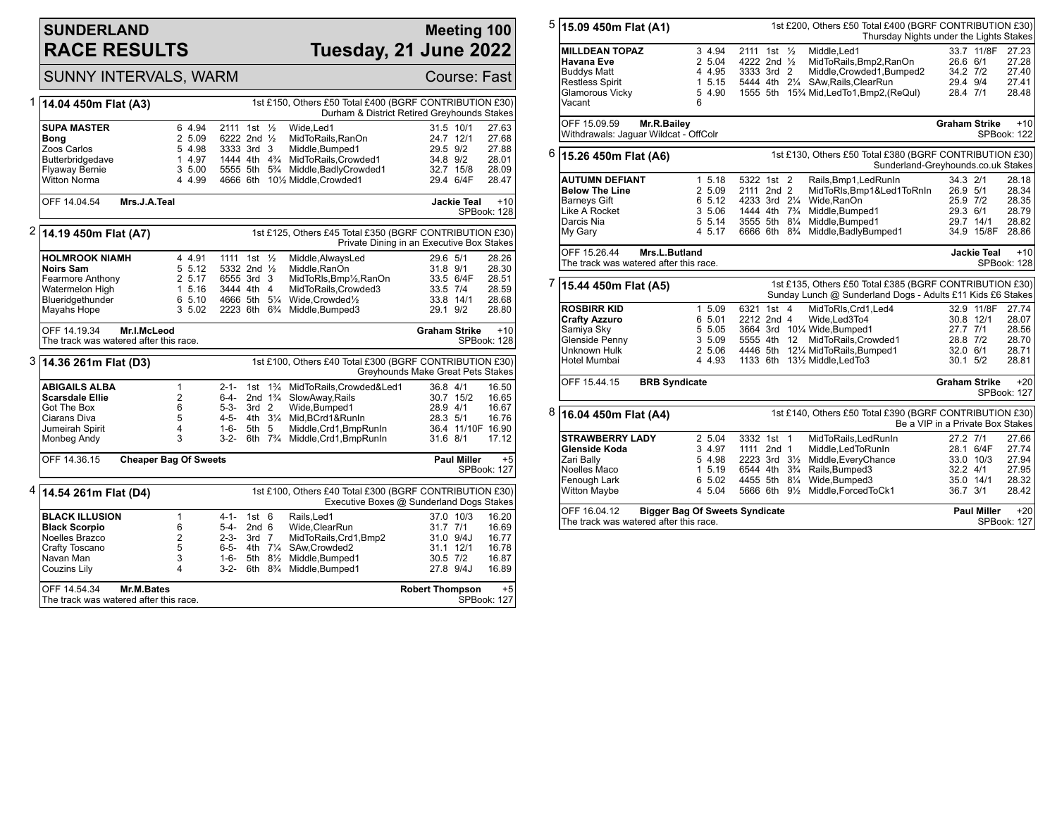# SUNDERLAND RACE RESULTS

**Meeting 100**
**Tuesday, 21 June 2022**

SUNNY INTERVALS, WARM — Course: Fast

## 1 — 14.04 450m Flat (A3)

1st £150, Others £50 Total £400 (BGRF CONTRIBUTION £30)
Durham & District Retired Greyhounds Stakes

| Greyhound | Trap | Weight | Sectionals | Pos | Dist | Comment | Comp | SP | Time |
|---|---|---|---|---|---|---|---|---|---|
| **SUPA MASTER** | 6 | 4.94 | 2111 | 1st | ½ | Wide,Led1 | 31.5 | 10/1 | 27.63 |
| **Bong** | 2 | 5.09 | 6222 | 2nd | ½ | MidToRails,RanOn | 24.7 | 12/1 | 27.68 |
| Zoos Carlos | 5 | 4.98 | 3333 | 3rd | 3 | Middle,Bumped1 | 29.5 | 9/2 | 27.88 |
| Butterbridgedave | 1 | 4.97 | 1444 | 4th | 4¾ | MidToRails,Crowded1 | 34.8 | 9/2 | 28.01 |
| Flyaway Bernie | 3 | 5.00 | 5555 | 5th | 5¾ | Middle,BadlyCrowded1 | 32.7 | 15/8F | 28.09 |
| Witton Norma | 4 | 4.99 | 4666 | 6th | 10½ | Middle,Crowded1 | 29.4 | 6/4F | 28.47 |

OFF 14.04.54 **Mrs.J.A.Teal** — **Jackie Teal** +10 — SPBook: 128

## 2 — 14.19 450m Flat (A7)

1st £125, Others £45 Total £350 (BGRF CONTRIBUTION £30)
Private Dining in an Executive Box Stakes

| Greyhound | Trap | Weight | Sectionals | Pos | Dist | Comment | Comp | SP | Time |
|---|---|---|---|---|---|---|---|---|---|
| **HOLMROOK NIAMH** | 4 | 4.91 | 1111 | 1st | ½ | Middle,AlwaysLed | 29.6 | 5/1 | 28.26 |
| **Noirs Sam** | 5 | 5.12 | 5332 | 2nd | ½ | Middle,RanOn | 31.8 | 9/1 | 28.30 |
| Fearmore Anthony | 2 | 5.17 | 6555 | 3rd | 3 | MidToRls,Bmp½,RanOn | 33.5 | 6/4F | 28.51 |
| Watermelon High | 1 | 5.16 | 3444 | 4th | 4 | MidToRails,Crowded3 | 33.5 | 7/4 | 28.59 |
| Blueridgethunder | 6 | 5.10 | 4666 | 5th | 5¼ | Wide,Crowded½ | 33.8 | 14/1 | 28.68 |
| Mayahs Hope | 3 | 5.02 | 2223 | 6th | 6¾ | Middle,Bumped3 | 29.1 | 9/2 | 28.80 |

OFF 14.19.34 **Mr.I.McLeod** — **Graham Strike** +10 — SPBook: 128
The track was watered after this race.

## 3 — 14.36 261m Flat (D3)

1st £100, Others £40 Total £300 (BGRF CONTRIBUTION £30)
Greyhounds Make Great Pets Stakes

| Greyhound | Trap | Sectionals | Pos | Dist | Comment | Comp | SP | Time |
|---|---|---|---|---|---|---|---|---|
| **ABIGAILS ALBA** | 1 | 2-1- | 1st | 1¾ | MidToRails,Crowded&Led1 | 36.8 | 4/1 | 16.50 |
| **Scarsdale Ellie** | 2 | 6-4- | 2nd | 1¾ | SlowAway,Rails | 30.7 | 15/2 | 16.65 |
| Got The Box | 6 | 5-3- | 3rd | 2 | Wide,Bumped1 | 28.9 | 4/1 | 16.67 |
| Ciarans Diva | 5 | 4-5- | 4th | 3¼ | Mid,BCrd1&RunIn | 28.3 | 5/1 | 16.76 |
| Jumeirah Spirit | 4 | 1-6- | 5th | 5 | Middle,Crd1,BmpRunIn | 36.4 | 11/10F | 16.90 |
| Monbeg Andy | 3 | 3-2- | 6th | 7¾ | Middle,Crd1,BmpRunIn | 31.6 | 8/1 | 17.12 |

OFF 14.36.15 **Cheaper Bag Of Sweets** — **Paul Miller** +5 — SPBook: 127

## 4 — 14.54 261m Flat (D4)

1st £100, Others £40 Total £300 (BGRF CONTRIBUTION £30)
Executive Boxes @ Sunderland Dogs Stakes

| Greyhound | Trap | Sectionals | Pos | Dist | Comment | Comp | SP | Time |
|---|---|---|---|---|---|---|---|---|
| **BLACK ILLUSION** | 1 | 4-1- | 1st | 6 | Rails,Led1 | 37.0 | 10/3 | 16.20 |
| **Black Scorpio** | 6 | 5-4- | 2nd | 6 | Wide,ClearRun | 31.7 | 7/1 | 16.69 |
| Noelles Brazco | 2 | 2-3- | 3rd | 7 | MidToRails,Crd1,Bmp2 | 31.0 | 9/4J | 16.77 |
| Crafty Toscano | 5 | 6-5- | 4th | 7¼ | SAw,Crowded2 | 31.1 | 12/1 | 16.78 |
| Navan Man | 3 | 1-6- | 5th | 8½ | Middle,Bumped1 | 30.5 | 7/2 | 16.87 |
| Couzins Lily | 4 | 3-2- | 6th | 8¾ | Middle,Bumped1 | 27.8 | 9/4J | 16.89 |

OFF 14.54.34 **Mr.M.Bates** — **Robert Thompson** +5 — SPBook: 127
The track was watered after this race.

## 5 — 15.09 450m Flat (A1)

1st £200, Others £50 Total £400 (BGRF CONTRIBUTION £30)
Thursday Nights under the Lights Stakes

| Greyhound | Trap | Weight | Sectionals | Pos | Dist | Comment | Comp | SP | Time |
|---|---|---|---|---|---|---|---|---|---|
| **MILLDEAN TOPAZ** | 3 | 4.94 | 2111 | 1st | ½ | Middle,Led1 | 33.7 | 11/8F | 27.23 |
| **Havana Eve** | 2 | 5.04 | 4222 | 2nd | ½ | MidToRails,Bmp2,RanOn | 26.6 | 6/1 | 27.28 |
| Buddys Matt | 4 | 4.95 | 3333 | 3rd | 2 | Middle,Crowded1,Bumped2 | 34.2 | 7/2 | 27.40 |
| Restless Spirit | 1 | 5.15 | 5444 | 4th | 2¼ | SAw,Rails,ClearRun | 29.4 | 9/4 | 27.41 |
| Glamorous Vicky | 5 | 4.90 | 1555 | 5th | 15¾ | Mid,LedTo1,Bmp2,(ReQul) | 28.4 | 7/1 | 28.48 |
| Vacant | 6 | | | | | | | | |

OFF 15.09.59 **Mr.R.Bailey** — **Graham Strike** +10 — SPBook: 122
Withdrawals: Jaguar Wildcat - OffColr

## 6 — 15.26 450m Flat (A6)

1st £130, Others £50 Total £380 (BGRF CONTRIBUTION £30)
Sunderland-Greyhounds.co.uk Stakes

| Greyhound | Trap | Weight | Sectionals | Pos | Dist | Comment | Comp | SP | Time |
|---|---|---|---|---|---|---|---|---|---|
| **AUTUMN DEFIANT** | 1 | 5.18 | 5322 | 1st | 2 | Rails,Bmp1,LedRunIn | 34.3 | 2/1 | 28.18 |
| **Below The Line** | 2 | 5.09 | 2111 | 2nd | 2 | MidToRls,Bmp1&Led1ToRnIn | 26.9 | 5/1 | 28.34 |
| Barneys Gift | 6 | 5.12 | 4233 | 3rd | 2¼ | Wide,RanOn | 25.9 | 7/2 | 28.35 |
| Like A Rocket | 3 | 5.06 | 1444 | 4th | 7¾ | Middle,Bumped1 | 29.3 | 6/1 | 28.79 |
| Darcis Nia | 5 | 5.14 | 3555 | 5th | 8¼ | Middle,Bumped1 | 29.7 | 14/1 | 28.82 |
| My Gary | 4 | 5.17 | 6666 | 6th | 8¾ | Middle,BadlyBumped1 | 34.9 | 15/8F | 28.86 |

OFF 15.26.44 **Mrs.L.Butland** — **Jackie Teal** +10 — SPBook: 128
The track was watered after this race.

## 7 — 15.44 450m Flat (A5)

1st £135, Others £50 Total £385 (BGRF CONTRIBUTION £30)
Sunday Lunch @ Sunderland Dogs - Adults £11 Kids £6 Stakes

| Greyhound | Trap | Weight | Sectionals | Pos | Dist | Comment | Comp | SP | Time |
|---|---|---|---|---|---|---|---|---|---|
| **ROSBIRR KID** | 1 | 5.09 | 6321 | 1st | 4 | MidToRls,Crd1,Led4 | 32.9 | 11/8F | 27.74 |
| **Crafty Azzuro** | 6 | 5.01 | 2212 | 2nd | 4 | Wide,Led3To4 | 30.8 | 12/1 | 28.07 |
| Samiya Sky | 5 | 5.05 | 3664 | 3rd | 10¼ | Wide,Bumped1 | 27.7 | 7/1 | 28.56 |
| Glenside Penny | 3 | 5.09 | 5555 | 4th | 12 | MidToRails,Crowded1 | 28.8 | 7/2 | 28.70 |
| Unknown Hulk | 2 | 5.06 | 4446 | 5th | 12¼ | MidToRails,Bumped1 | 32.0 | 6/1 | 28.71 |
| Hotel Mumbai | 4 | 4.93 | 1133 | 6th | 13½ | Middle,LedTo3 | 30.1 | 5/2 | 28.81 |

OFF 15.44.15 **BRB Syndicate** — **Graham Strike** +20 — SPBook: 127

## 8 — 16.04 450m Flat (A4)

1st £140, Others £50 Total £390 (BGRF CONTRIBUTION £30)
Be a VIP in a Private Box Stakes

| Greyhound | Trap | Weight | Sectionals | Pos | Dist | Comment | Comp | SP | Time |
|---|---|---|---|---|---|---|---|---|---|
| **STRAWBERRY LADY** | 2 | 5.04 | 3332 | 1st | 1 | MidToRails,LedRunIn | 27.2 | 7/1 | 27.66 |
| **Glenside Koda** | 3 | 4.97 | 1111 | 2nd | 1 | Middle,LedToRunIn | 28.1 | 6/4F | 27.74 |
| Zari Bally | 5 | 4.98 | 2223 | 3rd | 3½ | Middle,EveryChance | 33.0 | 10/3 | 27.94 |
| Noelles Maco | 1 | 5.19 | 6544 | 4th | 3¾ | Rails,Bumped3 | 32.2 | 4/1 | 27.95 |
| Fenough Lark | 6 | 5.02 | 4455 | 5th | 8¼ | Wide,Bumped3 | 35.0 | 14/1 | 28.32 |
| Witton Maybe | 4 | 5.04 | 5666 | 6th | 9½ | Middle,ForcedToCk1 | 36.7 | 3/1 | 28.42 |

OFF 16.04.12 **Bigger Bag Of Sweets Syndicate** — **Paul Miller** +20 — SPBook: 127
The track was watered after this race.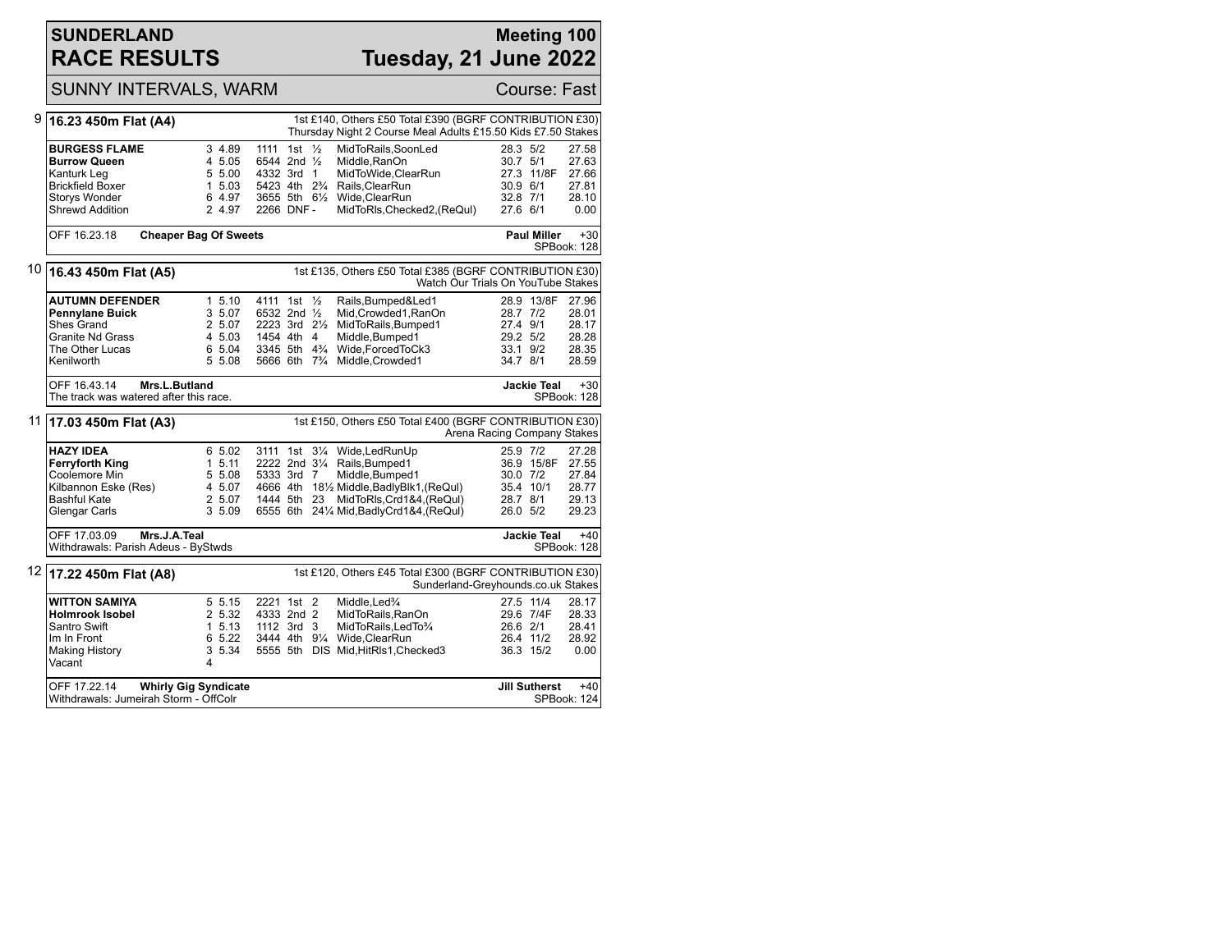# SUNDERLAND RACE RESULTS

## Meeting 100 — Tuesday, 21 June 2022

SUNNY INTERVALS, WARM — Course: Fast

### 9 — 16.23 450m Flat (A4)

1st £140, Others £50 Total £390 (BGRF CONTRIBUTION £30)
Thursday Night 2 Course Meal Adults £15.50 Kids £7.50 Stakes

| | | | | | | | | | | |
|---|---|---|---|---|---|---|---|---|---|---|
| **BURGESS FLAME** | 3 | 4.89 | 1111 | 1st | ½ | MidToRails,SoonLed | 28.3 | 5/2 | | 27.58 |
| **Burrow Queen** | 4 | 5.05 | 6544 | 2nd | ½ | Middle,RanOn | 30.7 | 5/1 | | 27.63 |
| Kanturk Leg | 5 | 5.00 | 4332 | 3rd | 1 | MidToWide,ClearRun | 27.3 | 11/8F | | 27.66 |
| Brickfield Boxer | 1 | 5.03 | 5423 | 4th | 2¾ | Rails,ClearRun | 30.9 | 6/1 | | 27.81 |
| Storys Wonder | 6 | 4.97 | 3655 | 5th | 6½ | Wide,ClearRun | 32.8 | 7/1 | | 28.10 |
| Shrewd Addition | 2 | 4.97 | 2266 | DNF | - | MidToRls,Checked2,(ReQul) | 27.6 | 6/1 | | 0.00 |

OFF 16.23.18 **Cheaper Bag Of Sweets** — **Paul Miller** +30 SPBook: 128

### 10 — 16.43 450m Flat (A5)

1st £135, Others £50 Total £385 (BGRF CONTRIBUTION £30)
Watch Our Trials On YouTube Stakes

| | | | | | | | | | |
|---|---|---|---|---|---|---|---|---|---|
| **AUTUMN DEFENDER** | 1 | 5.10 | 4111 | 1st | ½ | Rails,Bumped&Led1 | 28.9 | 13/8F | 27.96 |
| **Pennylane Buick** | 3 | 5.07 | 6532 | 2nd | ½ | Mid,Crowded1,RanOn | 28.7 | 7/2 | 28.01 |
| Shes Grand | 2 | 5.07 | 2223 | 3rd | 2½ | MidToRails,Bumped1 | 27.4 | 9/1 | 28.17 |
| Granite Nd Grass | 4 | 5.03 | 1454 | 4th | 4 | Middle,Bumped1 | 29.2 | 5/2 | 28.28 |
| The Other Lucas | 6 | 5.04 | 3345 | 5th | 4¾ | Wide,ForcedToCk3 | 33.1 | 9/2 | 28.35 |
| Kenilworth | 5 | 5.08 | 5666 | 6th | 7¾ | Middle,Crowded1 | 34.7 | 8/1 | 28.59 |

OFF 16.43.14 **Mrs.L.Butland** — **Jackie Teal** +30 SPBook: 128
The track was watered after this race.

### 11 — 17.03 450m Flat (A3)

1st £150, Others £50 Total £400 (BGRF CONTRIBUTION £30)
Arena Racing Company Stakes

| | | | | | | | | | |
|---|---|---|---|---|---|---|---|---|---|
| **HAZY IDEA** | 6 | 5.02 | 3111 | 1st | 3¼ | Wide,LedRunUp | 25.9 | 7/2 | 27.28 |
| **Ferryforth King** | 1 | 5.11 | 2222 | 2nd | 3¼ | Rails,Bumped1 | 36.9 | 15/8F | 27.55 |
| Coolemore Min | 5 | 5.08 | 5333 | 3rd | 7 | Middle,Bumped1 | 30.0 | 7/2 | 27.84 |
| Kilbannon Eske (Res) | 4 | 5.07 | 4666 | 4th | 18½ | Middle,BadlyBlk1,(ReQul) | 35.4 | 10/1 | 28.77 |
| Bashful Kate | 2 | 5.07 | 1444 | 5th | 23 | MidToRls,Crd1&4,(ReQul) | 28.7 | 8/1 | 29.13 |
| Glengar Carls | 3 | 5.09 | 6555 | 6th | 24¼ | Mid,BadlyCrd1&4,(ReQul) | 26.0 | 5/2 | 29.23 |

OFF 17.03.09 **Mrs.J.A.Teal** — **Jackie Teal** +40 SPBook: 128
Withdrawals: Parish Adeus - ByStwds

### 12 — 17.22 450m Flat (A8)

1st £120, Others £45 Total £300 (BGRF CONTRIBUTION £30)
Sunderland-Greyhounds.co.uk Stakes

| | | | | | | | | | |
|---|---|---|---|---|---|---|---|---|---|
| **WITTON SAMIYA** | 5 | 5.15 | 2221 | 1st | 2 | Middle,Led¾ | 27.5 | 11/4 | 28.17 |
| **Holmrook Isobel** | 2 | 5.32 | 4333 | 2nd | 2 | MidToRails,RanOn | 29.6 | 7/4F | 28.33 |
| Santro Swift | 1 | 5.13 | 1112 | 3rd | 3 | MidToRails,LedTo¾ | 26.6 | 2/1 | 28.41 |
| Im In Front | 6 | 5.22 | 3444 | 4th | 9¼ | Wide,ClearRun | 26.4 | 11/2 | 28.92 |
| Making History | 3 | 5.34 | 5555 | 5th | DIS | Mid,HitRls1,Checked3 | 36.3 | 15/2 | 0.00 |
| Vacant | 4 | | | | | | | | |

OFF 17.22.14 **Whirly Gig Syndicate** — **Jill Sutherst** +40 SPBook: 124
Withdrawals: Jumeirah Storm - OffColr